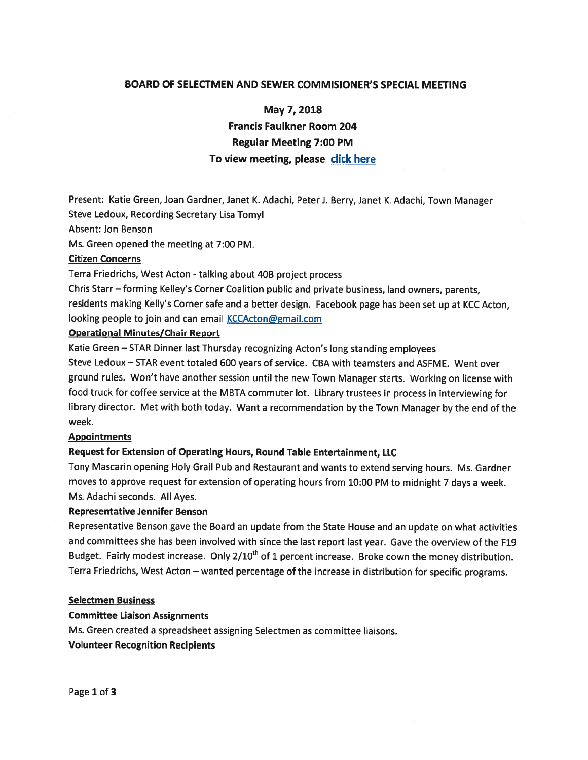## BOARD OF SELECTMEN AND SEWER COMMISIONER'S SPECIAL MEETING

### May 7, 2018
### Francis Faulkner Room 204
### Regular Meeting 7:00 PM
### To view meeting, please click here

Present: Katie Green, Joan Gardner, Janet K. Adachi, Peter J. Berry, Janet K. Adachi, Town Manager Steve Ledoux, Recording Secretary Lisa Tomyl

Absent: Jon Benson

Ms. Green opened the meeting at 7:00 PM.

**Citizen Concerns**

Terra Friedrichs, West Acton - talking about 40B project process

Chris Starr – forming Kelley's Corner Coalition public and private business, land owners, parents, residents making Kelly's Corner safe and a better design. Facebook page has been set up at KCC Acton, looking people to join and can email KCCActon@gmail.com

**Operational Minutes/Chair Report**

Katie Green – STAR Dinner last Thursday recognizing Acton's long standing employees

Steve Ledoux – STAR event totaled 600 years of service. CBA with teamsters and ASFME. Went over ground rules. Won't have another session until the new Town Manager starts. Working on license with food truck for coffee service at the MBTA commuter lot. Library trustees in process in interviewing for library director. Met with both today. Want a recommendation by the Town Manager by the end of the week.

**Appointments**

**Request for Extension of Operating Hours, Round Table Entertainment, LLC**

Tony Mascarin opening Holy Grail Pub and Restaurant and wants to extend serving hours. Ms. Gardner moves to approve request for extension of operating hours from 10:00 PM to midnight 7 days a week. Ms. Adachi seconds. All Ayes.

**Representative Jennifer Benson**

Representative Benson gave the Board an update from the State House and an update on what activities and committees she has been involved with since the last report last year. Gave the overview of the F19 Budget. Fairly modest increase. Only 2/10th of 1 percent increase. Broke down the money distribution. Terra Friedrichs, West Acton – wanted percentage of the increase in distribution for specific programs.

**Selectmen Business**

**Committee Liaison Assignments**

Ms. Green created a spreadsheet assigning Selectmen as committee liaisons.

**Volunteer Recognition Recipients**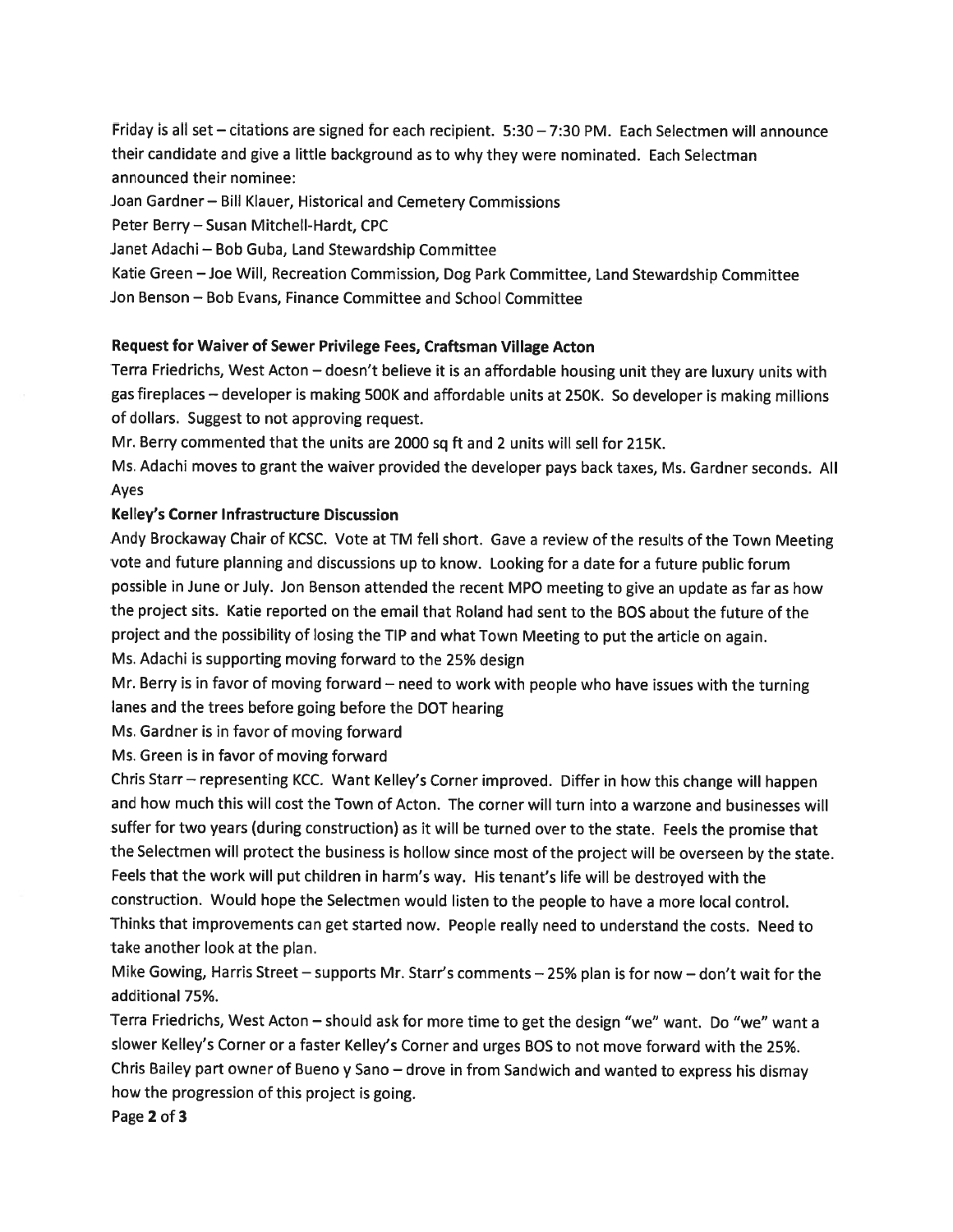Friday is all set – citations are signed for each recipient. 5:30 – 7:30 PM. Each Selectmen will announce their candidate and give a little background as to why they were nominated. Each Selectman announced their nominee:

Joan Gardner – Bill Klauer, Historical and Cemetery Commissions
Peter Berry – Susan Mitchell-Hardt, CPC
Janet Adachi – Bob Guba, Land Stewardship Committee
Katie Green – Joe Will, Recreation Commission, Dog Park Committee, Land Stewardship Committee
Jon Benson – Bob Evans, Finance Committee and School Committee

**Request for Waiver of Sewer Privilege Fees, Craftsman Village Acton**

Terra Friedrichs, West Acton – doesn't believe it is an affordable housing unit they are luxury units with gas fireplaces – developer is making 500K and affordable units at 250K. So developer is making millions of dollars. Suggest to not approving request.

Mr. Berry commented that the units are 2000 sq ft and 2 units will sell for 215K.

Ms. Adachi moves to grant the waiver provided the developer pays back taxes, Ms. Gardner seconds. All Ayes

**Kelley's Corner Infrastructure Discussion**

Andy Brockaway Chair of KCSC. Vote at TM fell short. Gave a review of the results of the Town Meeting vote and future planning and discussions up to know. Looking for a date for a future public forum possible in June or July. Jon Benson attended the recent MPO meeting to give an update as far as how the project sits. Katie reported on the email that Roland had sent to the BOS about the future of the project and the possibility of losing the TIP and what Town Meeting to put the article on again.

Ms. Adachi is supporting moving forward to the 25% design

Mr. Berry is in favor of moving forward – need to work with people who have issues with the turning lanes and the trees before going before the DOT hearing

Ms. Gardner is in favor of moving forward

Ms. Green is in favor of moving forward

Chris Starr – representing KCC. Want Kelley's Corner improved. Differ in how this change will happen and how much this will cost the Town of Acton. The corner will turn into a warzone and businesses will suffer for two years (during construction) as it will be turned over to the state. Feels the promise that the Selectmen will protect the business is hollow since most of the project will be overseen by the state. Feels that the work will put children in harm's way. His tenant's life will be destroyed with the construction. Would hope the Selectmen would listen to the people to have a more local control. Thinks that improvements can get started now. People really need to understand the costs. Need to take another look at the plan.

Mike Gowing, Harris Street – supports Mr. Starr's comments – 25% plan is for now – don't wait for the additional 75%.

Terra Friedrichs, West Acton – should ask for more time to get the design "we" want. Do "we" want a slower Kelley's Corner or a faster Kelley's Corner and urges BOS to not move forward with the 25%.

Chris Bailey part owner of Bueno y Sano – drove in from Sandwich and wanted to express his dismay how the progression of this project is going.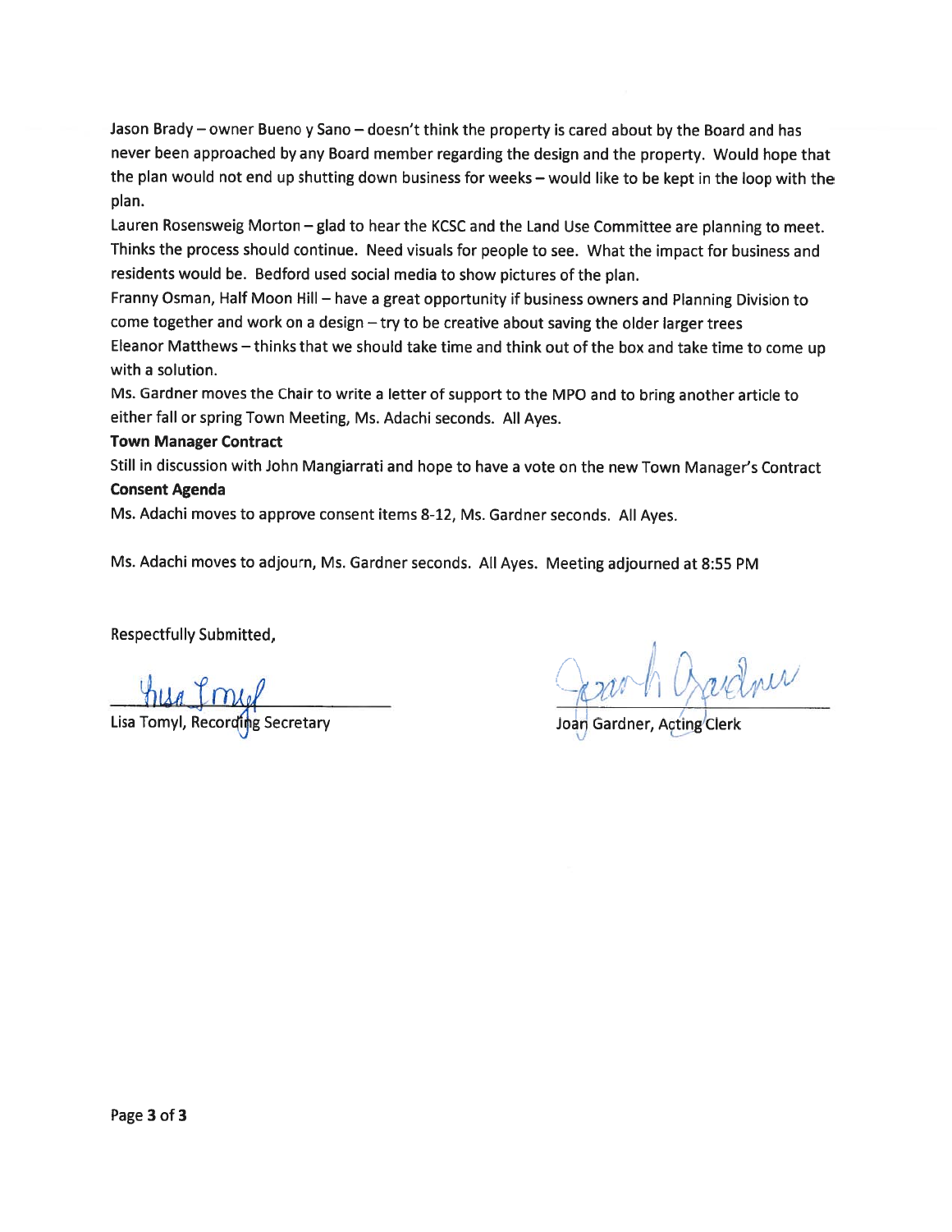Jason Brady – owner Bueno y Sano – doesn't think the property is cared about by the Board and has never been approached by any Board member regarding the design and the property. Would hope that the plan would not end up shutting down business for weeks – would like to be kept in the loop with the plan.

Lauren Rosensweig Morton – glad to hear the KCSC and the Land Use Committee are planning to meet. Thinks the process should continue. Need visuals for people to see. What the impact for business and residents would be. Bedford used social media to show pictures of the plan.

Franny Osman, Half Moon Hill – have a great opportunity if business owners and Planning Division to come together and work on a design – try to be creative about saving the older larger trees

Eleanor Matthews – thinks that we should take time and think out of the box and take time to come up with a solution.

Ms. Gardner moves the Chair to write a letter of support to the MPO and to bring another article to either fall or spring Town Meeting, Ms. Adachi seconds. All Ayes.

**Town Manager Contract**

Still in discussion with John Mangiarrati and hope to have a vote on the new Town Manager's Contract

**Consent Agenda**

Ms. Adachi moves to approve consent items 8-12, Ms. Gardner seconds. All Ayes.

Ms. Adachi moves to adjourn, Ms. Gardner seconds. All Ayes. Meeting adjourned at 8:55 PM

Respectfully Submitted,

Lisa Tomyl, Recording Secretary

Joan Gardner, Acting Clerk